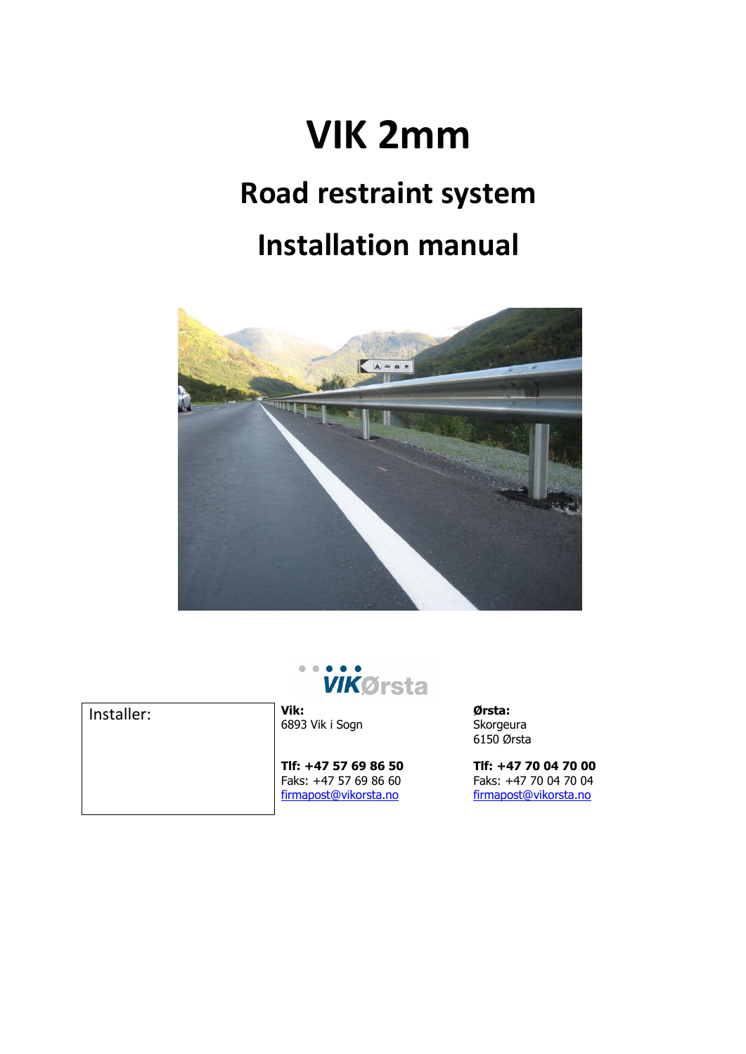# VIK 2mm

## Road restraint system

## Installation manual

VIKØrsta

| Installer: | **Vik:**<br>6893 Vik i Sogn<br><br>**Tlf: +47 57 69 86 50**<br>Faks: +47 57 69 86 60<br>firmapost@vikorsta.no | **Ørsta:**<br>Skorgeura<br>6150 Ørsta<br><br>**Tlf: +47 70 04 70 00**<br>Faks: +47 70 04 70 04<br>firmapost@vikorsta.no |
| --- | --- | --- |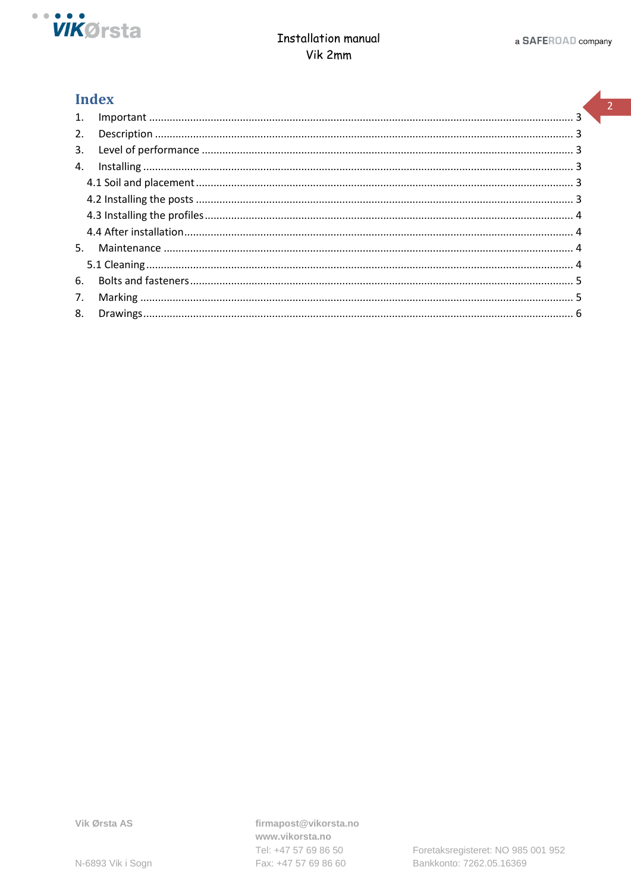## Index

1. Important ........................................................ 3
2. Description ........................................................ 3
3. Level of performance ........................................................ 3
4. Installing ........................................................ 3
   - 4.1 Soil and placement ........................................................ 3
   - 4.2 Installing the posts ........................................................ 3
   - 4.3 Installing the profiles ........................................................ 4
   - 4.4 After installation ........................................................ 4
5. Maintenance ........................................................ 4
   - 5.1 Cleaning ........................................................ 4
6. Bolts and fasteners ........................................................ 5
7. Marking ........................................................ 5
8. Drawings ........................................................ 6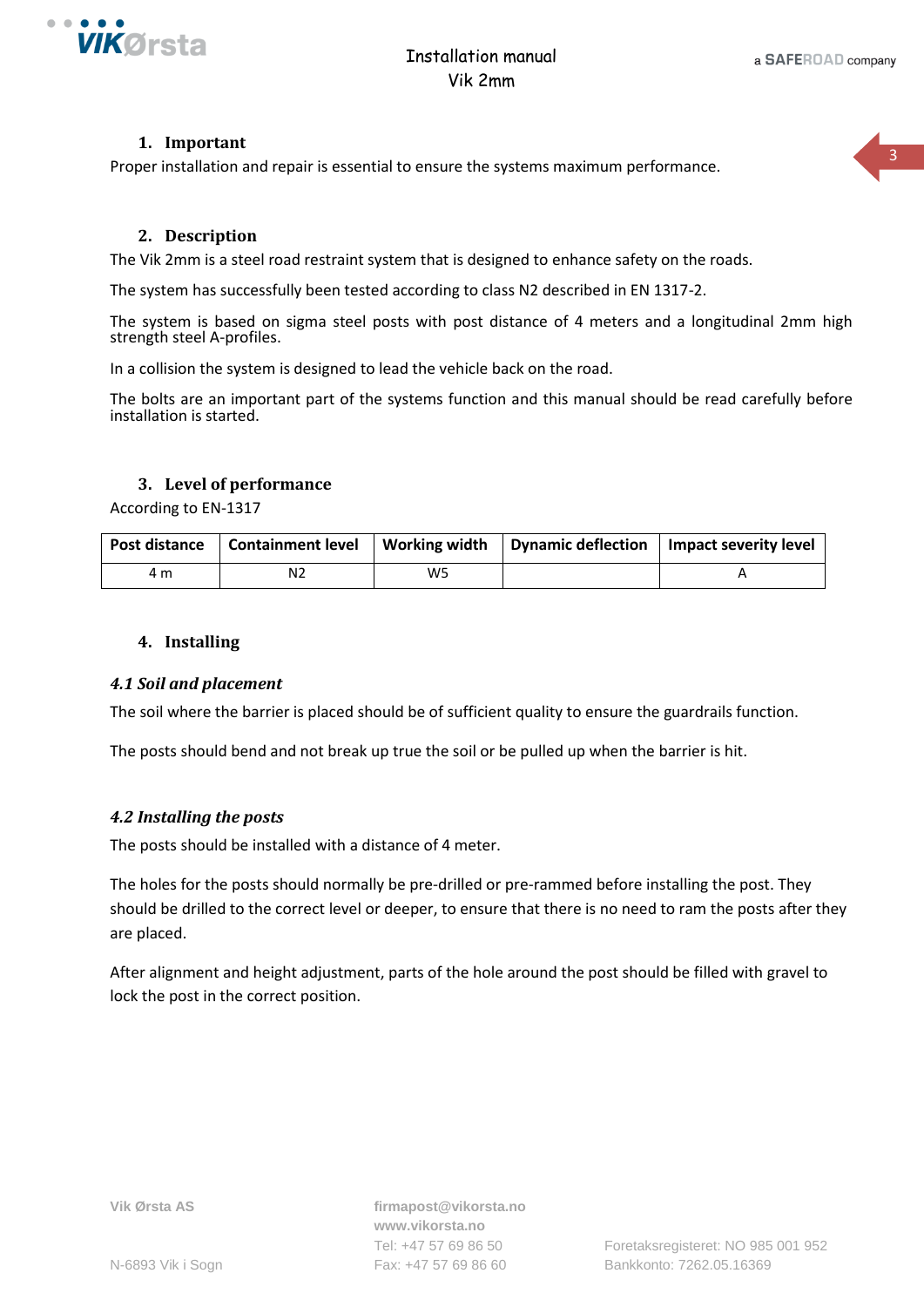## 1. Important

Proper installation and repair is essential to ensure the systems maximum performance.

## 2. Description

The Vik 2mm is a steel road restraint system that is designed to enhance safety on the roads.

The system has successfully been tested according to class N2 described in EN 1317-2.

The system is based on sigma steel posts with post distance of 4 meters and a longitudinal 2mm high strength steel A-profiles.

In a collision the system is designed to lead the vehicle back on the road.

The bolts are an important part of the systems function and this manual should be read carefully before installation is started.

## 3. Level of performance

According to EN-1317

| Post distance | Containment level | Working width | Dynamic deflection | Impact severity level |
|---|---|---|---|---|
| 4 m | N2 | W5 | | A |

## 4. Installing

### *4.1 Soil and placement*

The soil where the barrier is placed should be of sufficient quality to ensure the guardrails function.

The posts should bend and not break up true the soil or be pulled up when the barrier is hit.

### *4.2 Installing the posts*

The posts should be installed with a distance of 4 meter.

The holes for the posts should normally be pre-drilled or pre-rammed before installing the post. They should be drilled to the correct level or deeper, to ensure that there is no need to ram the posts after they are placed.

After alignment and height adjustment, parts of the hole around the post should be filled with gravel to lock the post in the correct position.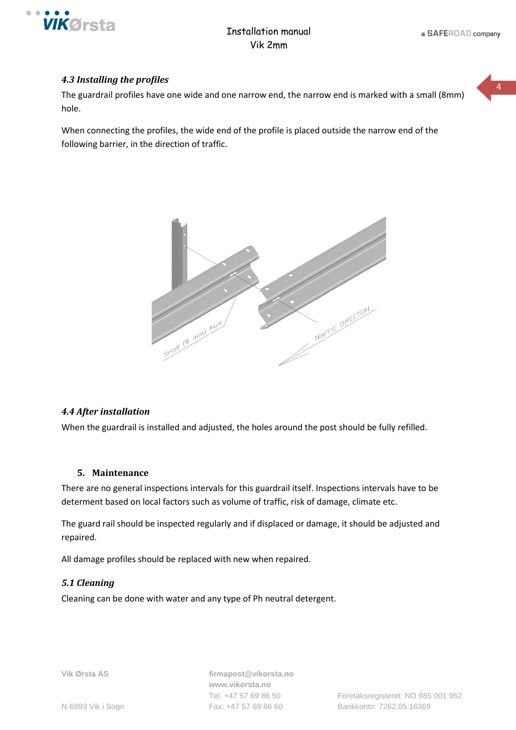### *4.3 Installing the profiles*

The guardrail profiles have one wide and one narrow end, the narrow end is marked with a small (8mm) hole.

When connecting the profiles, the wide end of the profile is placed outside the narrow end of the following barrier, in the direction of traffic.

### *4.4 After installation*

When the guardrail is installed and adjusted, the holes around the post should be fully refilled.

## 5. Maintenance

There are no general inspections intervals for this guardrail itself. Inspections intervals have to be determent based on local factors such as volume of traffic, risk of damage, climate etc.

The guard rail should be inspected regularly and if displaced or damage, it should be adjusted and repaired.

All damage profiles should be replaced with new when repaired.

### *5.1 Cleaning*

Cleaning can be done with water and any type of Ph neutral detergent.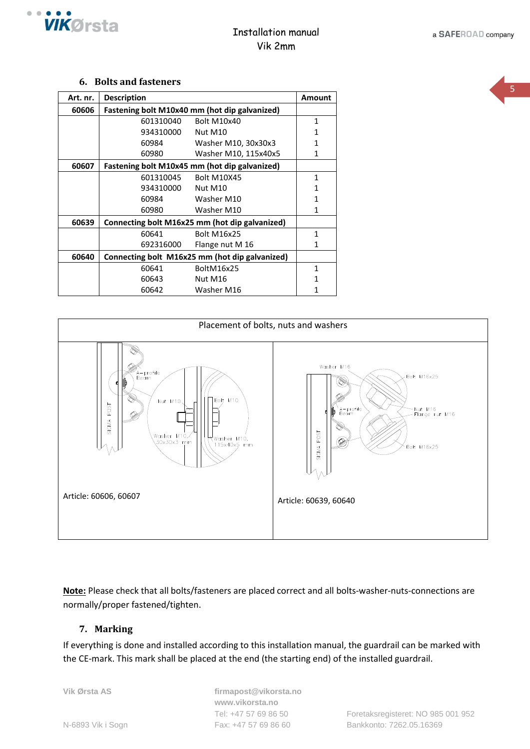## 6. Bolts and fasteners

| Art. nr. | Description | | Amount |
|---|---|---|---|
| **60606** | **Fastening bolt M10x40 mm (hot dip galvanized)** | | |
| | 601310040 | Bolt M10x40 | 1 |
| | 934310000 | Nut M10 | 1 |
| | 60984 | Washer M10, 30x30x3 | 1 |
| | 60980 | Washer M10, 115x40x5 | 1 |
| **60607** | **Fastening bolt M10x45 mm (hot dip galvanized)** | | |
| | 601310045 | Bolt M10X45 | 1 |
| | 934310000 | Nut M10 | 1 |
| | 60984 | Washer M10 | 1 |
| | 60980 | Washer M10 | 1 |
| **60639** | **Connecting bolt M16x25 mm (hot dip galvanized)** | | |
| | 60641 | Bolt M16x25 | 1 |
| | 692316000 | Flange nut M 16 | 1 |
| **60640** | **Connecting bolt M16x25 mm (hot dip galvanized)** | | |
| | 60641 | BoltM16x25 | 1 |
| | 60643 | Nut M16 | 1 |
| | 60642 | Washer M16 | 1 |

Placement of bolts, nuts and washers

Article: 60606, 60607

Article: 60639, 60640

**Note:** Please check that all bolts/fasteners are placed correct and all bolts-washer-nuts-connections are normally/proper fastened/tighten.

## 7. Marking

If everything is done and installed according to this installation manual, the guardrail can be marked with the CE-mark. This mark shall be placed at the end (the starting end) of the installed guardrail.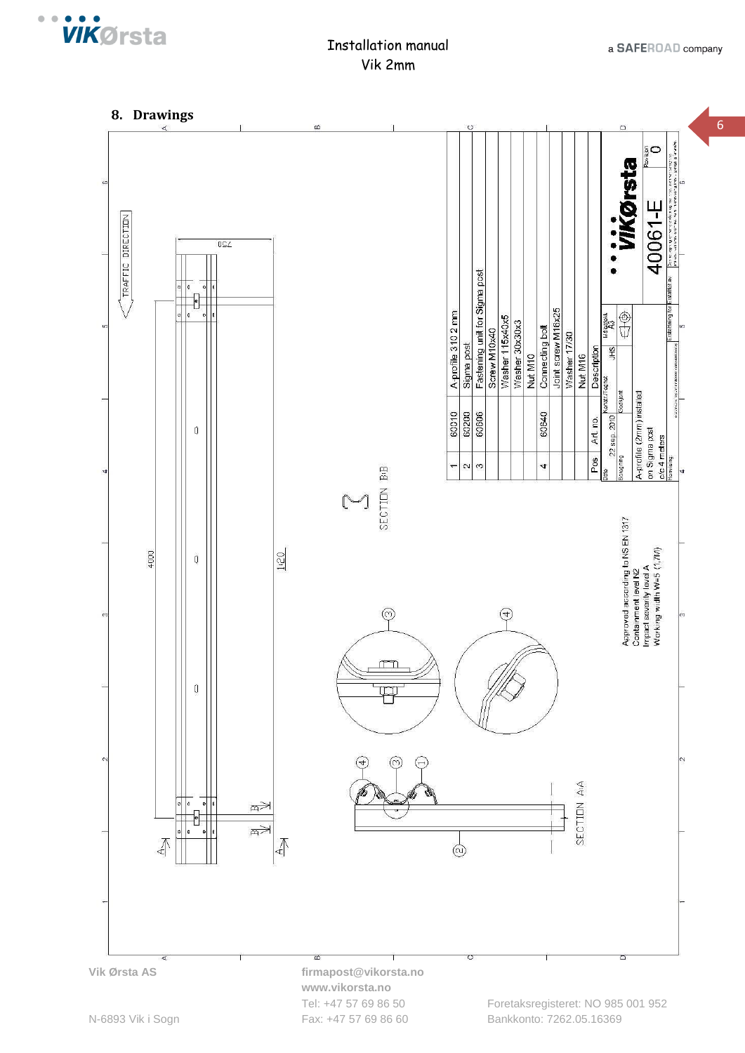## 8. Drawings

| Pos | Art. no. | Description |
|---|---|---|
| 1 | 60010 | A-profile 310 2 mm |
| 2 | 60200 | Sigma post |
| 3 | 60606 | Fastening unit for Sigma post |
| | | Screw M10x40 |
| | | Washer 115x40x5 |
| | | Washer 30x30x3 |
| | | Nut M10 |
| 4 | 60640 | Connecting bolt |
| | | Joint screw M16x25 |
| | | Washer 17/30 |
| | | Nut M16 |

TRAFFIC DIRECTION

750

4000

120

SECTION B-B

SECTION A-A

Approved according to NS EN 1317
Containment level N2
Impact severity level A
Working width W=5 (1,7M)

A-profile (2mm) installed on Sigma post c/c 4 meters

22 sep. 2010

JHS

A3

VIKØrsta

40061-E

Revision 0

Vik Ørsta AS

N-6893 Vik i Sogn

firmapost@vikorsta.no
www.vikorsta.no
Tel: +47 57 69 86 50
Fax: +47 57 69 86 60

Foretaksregisteret: NO 985 001 952
Bankkonto: 7262.05.16369